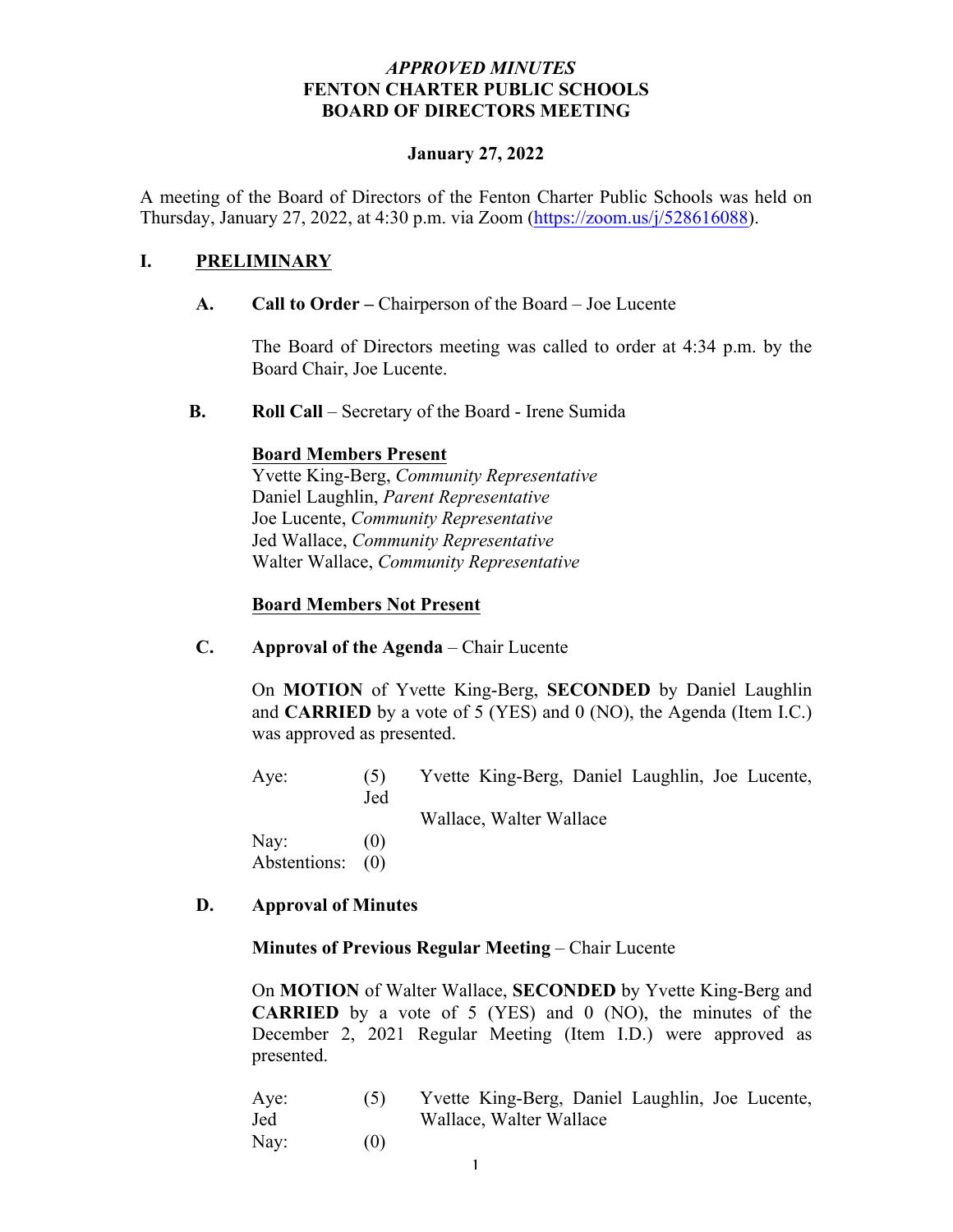# *APPROVED MINUTES*
# FENTON CHARTER PUBLIC SCHOOLS
# BOARD OF DIRECTORS MEETING

**January 27, 2022**

A meeting of the Board of Directors of the Fenton Charter Public Schools was held on Thursday, January 27, 2022, at 4:30 p.m. via Zoom (https://zoom.us/j/528616088).

## I. PRELIMINARY

**A. Call to Order –** Chairperson of the Board – Joe Lucente

The Board of Directors meeting was called to order at 4:34 p.m. by the Board Chair, Joe Lucente.

**B. Roll Call** – Secretary of the Board - Irene Sumida

**Board Members Present**

Yvette King-Berg, *Community Representative*
Daniel Laughlin, *Parent Representative*
Joe Lucente, *Community Representative*
Jed Wallace, *Community Representative*
Walter Wallace, *Community Representative*

**Board Members Not Present**

**C. Approval of the Agenda** – Chair Lucente

On **MOTION** of Yvette King-Berg, **SECONDED** by Daniel Laughlin and **CARRIED** by a vote of 5 (YES) and 0 (NO), the Agenda (Item I.C.) was approved as presented.

| | | |
|---|---|---|
| Aye: | (5) | Yvette King-Berg, Daniel Laughlin, Joe Lucente, Jed Wallace, Walter Wallace |
| Nay: | (0) | |
| Abstentions: | (0) | |

**D. Approval of Minutes**

**Minutes of Previous Regular Meeting** – Chair Lucente

On **MOTION** of Walter Wallace, **SECONDED** by Yvette King-Berg and **CARRIED** by a vote of 5 (YES) and 0 (NO), the minutes of the December 2, 2021 Regular Meeting (Item I.D.) were approved as presented.

| | | |
|---|---|---|
| Aye: | (5) | Yvette King-Berg, Daniel Laughlin, Joe Lucente, Jed Wallace, Walter Wallace |
| Nay: | (0) | |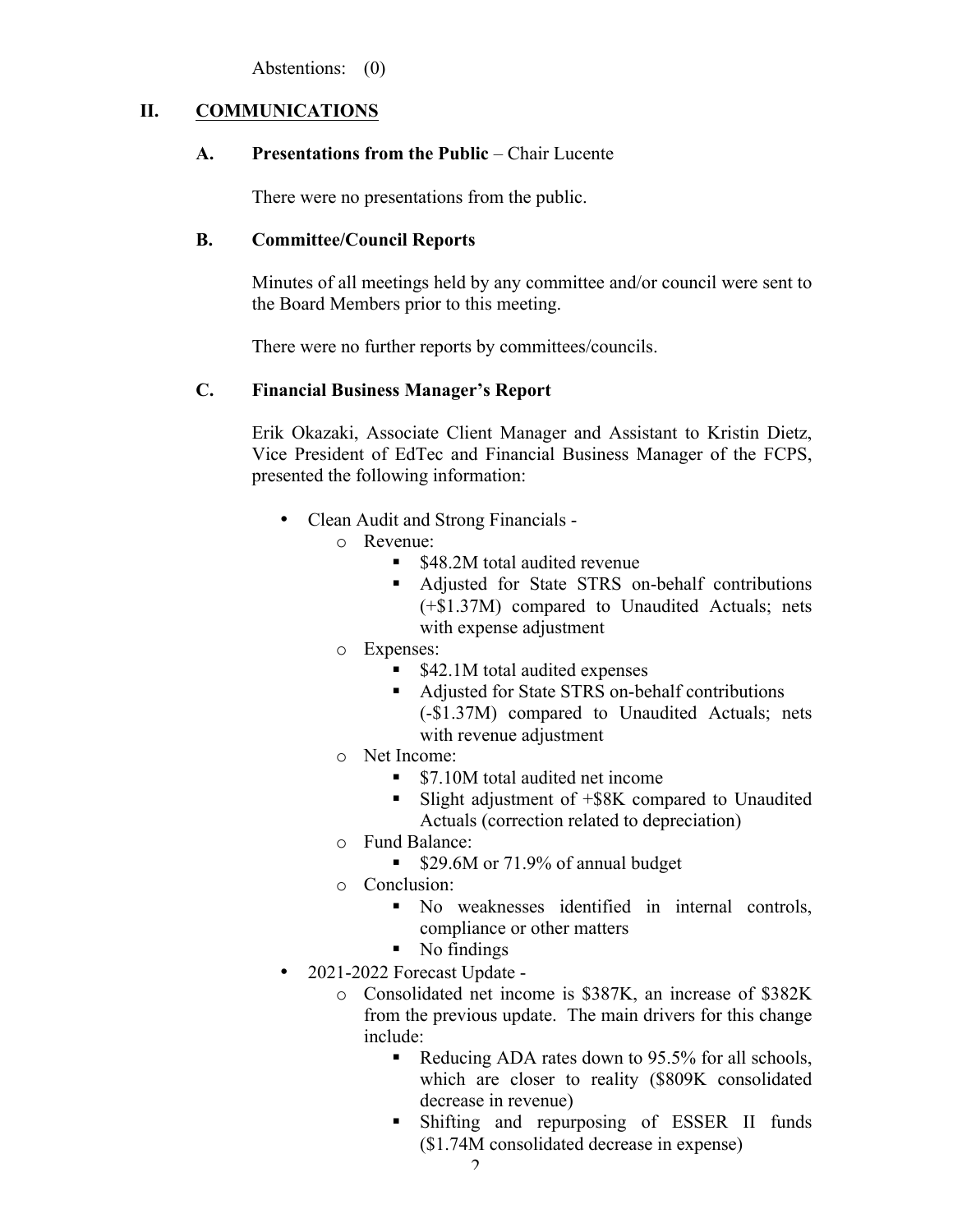Abstentions: (0)

## II. COMMUNICATIONS

### A. Presentations from the Public – Chair Lucente

There were no presentations from the public.

### B. Committee/Council Reports

Minutes of all meetings held by any committee and/or council were sent to the Board Members prior to this meeting.

There were no further reports by committees/councils.

### C. Financial Business Manager's Report

Erik Okazaki, Associate Client Manager and Assistant to Kristin Dietz, Vice President of EdTec and Financial Business Manager of the FCPS, presented the following information:

- Clean Audit and Strong Financials -
  - Revenue:
    - $48.2M total audited revenue
    - Adjusted for State STRS on-behalf contributions (+$1.37M) compared to Unaudited Actuals; nets with expense adjustment
  - Expenses:
    - $42.1M total audited expenses
    - Adjusted for State STRS on-behalf contributions (-$1.37M) compared to Unaudited Actuals; nets with revenue adjustment
  - Net Income:
    - $7.10M total audited net income
    - Slight adjustment of +$8K compared to Unaudited Actuals (correction related to depreciation)
  - Fund Balance:
    - $29.6M or 71.9% of annual budget
  - Conclusion:
    - No weaknesses identified in internal controls, compliance or other matters
    - No findings
- 2021-2022 Forecast Update -
  - Consolidated net income is $387K, an increase of $382K from the previous update. The main drivers for this change include:
    - Reducing ADA rates down to 95.5% for all schools, which are closer to reality ($809K consolidated decrease in revenue)
    - Shifting and repurposing of ESSER II funds ($1.74M consolidated decrease in expense)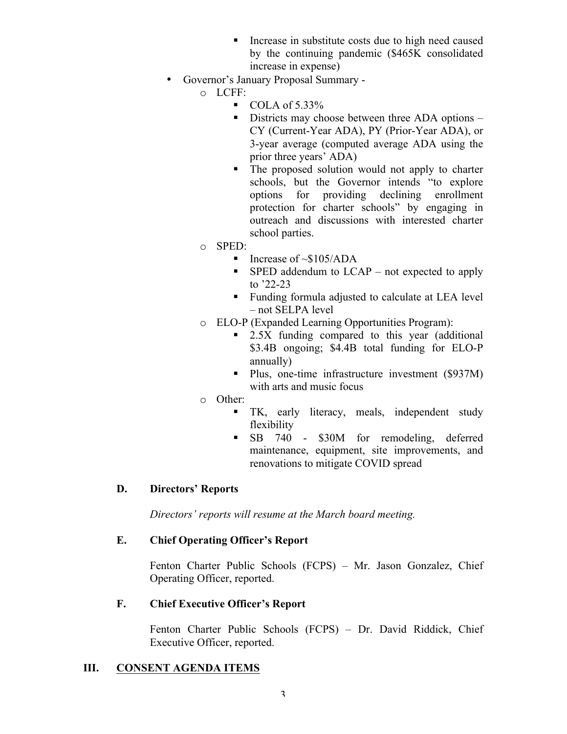- Increase in substitute costs due to high need caused by the continuing pandemic ($465K consolidated increase in expense)
- Governor's January Proposal Summary -
    - LCFF:
        - COLA of 5.33%
        - Districts may choose between three ADA options – CY (Current-Year ADA), PY (Prior-Year ADA), or 3-year average (computed average ADA using the prior three years' ADA)
        - The proposed solution would not apply to charter schools, but the Governor intends "to explore options for providing declining enrollment protection for charter schools" by engaging in outreach and discussions with interested charter school parties.
    - SPED:
        - Increase of ~$105/ADA
        - SPED addendum to LCAP – not expected to apply to '22-23
        - Funding formula adjusted to calculate at LEA level – not SELPA level
    - ELO-P (Expanded Learning Opportunities Program):
        - 2.5X funding compared to this year (additional $3.4B ongoing; $4.4B total funding for ELO-P annually)
        - Plus, one-time infrastructure investment ($937M) with arts and music focus
    - Other:
        - TK, early literacy, meals, independent study flexibility
        - SB 740 - $30M for remodeling, deferred maintenance, equipment, site improvements, and renovations to mitigate COVID spread

### D. Directors' Reports

*Directors' reports will resume at the March board meeting.*

### E. Chief Operating Officer's Report

Fenton Charter Public Schools (FCPS) – Mr. Jason Gonzalez, Chief Operating Officer, reported.

### F. Chief Executive Officer's Report

Fenton Charter Public Schools (FCPS) – Dr. David Riddick, Chief Executive Officer, reported.

## III. CONSENT AGENDA ITEMS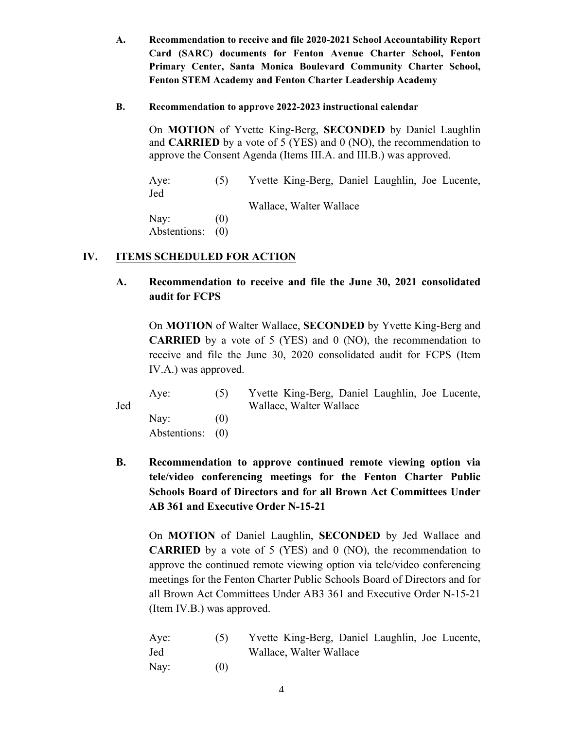**A. Recommendation to receive and file 2020-2021 School Accountability Report Card (SARC) documents for Fenton Avenue Charter School, Fenton Primary Center, Santa Monica Boulevard Community Charter School, Fenton STEM Academy and Fenton Charter Leadership Academy**

**B. Recommendation to approve 2022-2023 instructional calendar**

On **MOTION** of Yvette King-Berg, **SECONDED** by Daniel Laughlin and **CARRIED** by a vote of 5 (YES) and 0 (NO), the recommendation to approve the Consent Agenda (Items III.A. and III.B.) was approved.

Aye: (5) Yvette King-Berg, Daniel Laughlin, Joe Lucente, Jed Wallace, Walter Wallace
Nay: (0)
Abstentions: (0)

## IV. ITEMS SCHEDULED FOR ACTION

**A. Recommendation to receive and file the June 30, 2021 consolidated audit for FCPS**

On **MOTION** of Walter Wallace, **SECONDED** by Yvette King-Berg and **CARRIED** by a vote of 5 (YES) and 0 (NO), the recommendation to receive and file the June 30, 2020 consolidated audit for FCPS (Item IV.A.) was approved.

Aye: (5) Yvette King-Berg, Daniel Laughlin, Joe Lucente, Jed Wallace, Walter Wallace
Nay: (0)
Abstentions: (0)

**B. Recommendation to approve continued remote viewing option via tele/video conferencing meetings for the Fenton Charter Public Schools Board of Directors and for all Brown Act Committees Under AB 361 and Executive Order N-15-21**

On **MOTION** of Daniel Laughlin, **SECONDED** by Jed Wallace and **CARRIED** by a vote of 5 (YES) and 0 (NO), the recommendation to approve the continued remote viewing option via tele/video conferencing meetings for the Fenton Charter Public Schools Board of Directors and for all Brown Act Committees Under AB3 361 and Executive Order N-15-21 (Item IV.B.) was approved.

Aye: (5) Yvette King-Berg, Daniel Laughlin, Joe Lucente, Jed Wallace, Walter Wallace
Nay: (0)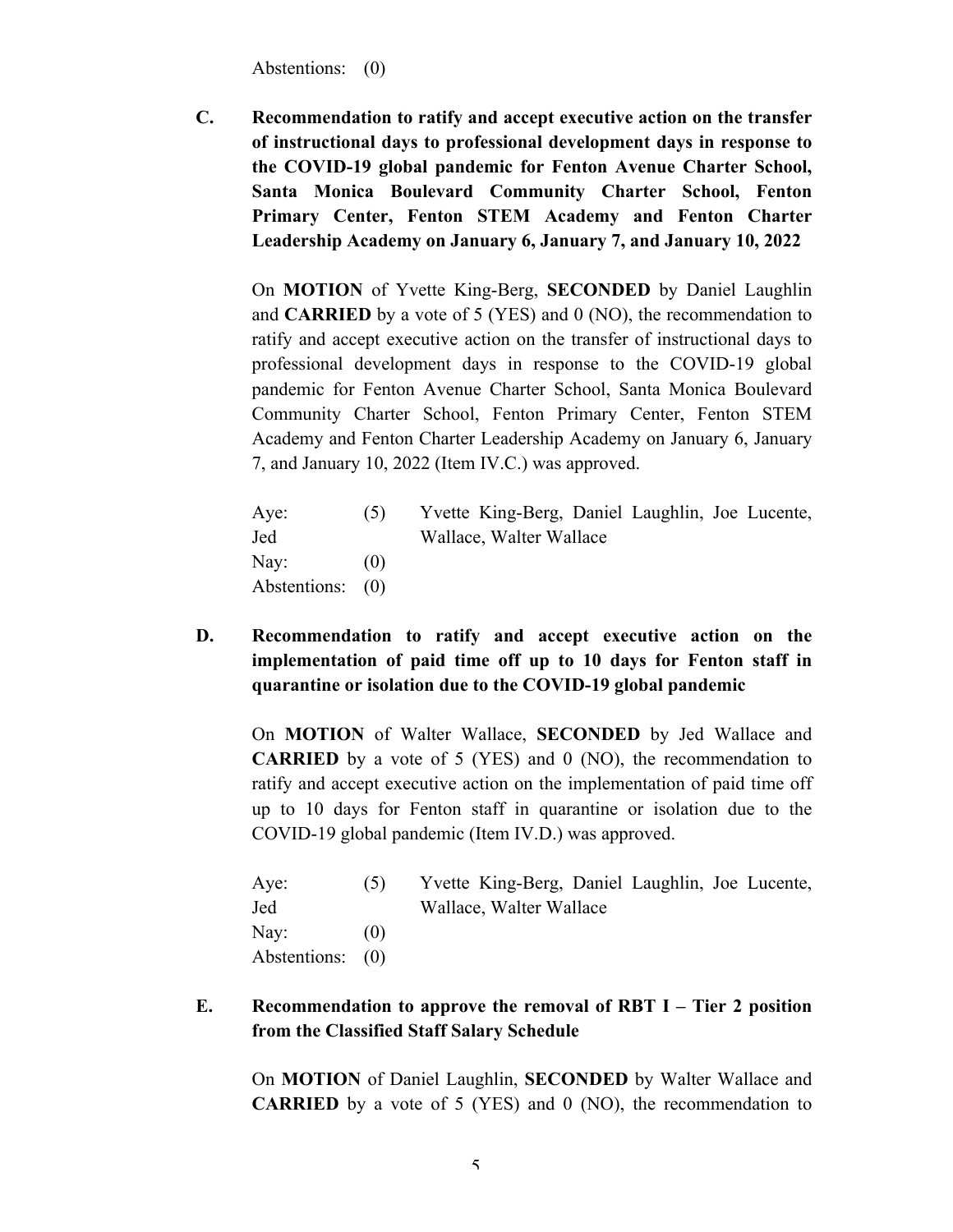Abstentions: (0)

**C. Recommendation to ratify and accept executive action on the transfer of instructional days to professional development days in response to the COVID-19 global pandemic for Fenton Avenue Charter School, Santa Monica Boulevard Community Charter School, Fenton Primary Center, Fenton STEM Academy and Fenton Charter Leadership Academy on January 6, January 7, and January 10, 2022**

On **MOTION** of Yvette King-Berg, **SECONDED** by Daniel Laughlin and **CARRIED** by a vote of 5 (YES) and 0 (NO), the recommendation to ratify and accept executive action on the transfer of instructional days to professional development days in response to the COVID-19 global pandemic for Fenton Avenue Charter School, Santa Monica Boulevard Community Charter School, Fenton Primary Center, Fenton STEM Academy and Fenton Charter Leadership Academy on January 6, January 7, and January 10, 2022 (Item IV.C.) was approved.

Aye: (5) Yvette King-Berg, Daniel Laughlin, Joe Lucente, Jed Wallace, Walter Wallace
Nay: (0)
Abstentions: (0)

**D. Recommendation to ratify and accept executive action on the implementation of paid time off up to 10 days for Fenton staff in quarantine or isolation due to the COVID-19 global pandemic**

On **MOTION** of Walter Wallace, **SECONDED** by Jed Wallace and **CARRIED** by a vote of 5 (YES) and 0 (NO), the recommendation to ratify and accept executive action on the implementation of paid time off up to 10 days for Fenton staff in quarantine or isolation due to the COVID-19 global pandemic (Item IV.D.) was approved.

Aye: (5) Yvette King-Berg, Daniel Laughlin, Joe Lucente, Jed Wallace, Walter Wallace
Nay: (0)
Abstentions: (0)

**E. Recommendation to approve the removal of RBT I – Tier 2 position from the Classified Staff Salary Schedule**

On **MOTION** of Daniel Laughlin, **SECONDED** by Walter Wallace and **CARRIED** by a vote of 5 (YES) and 0 (NO), the recommendation to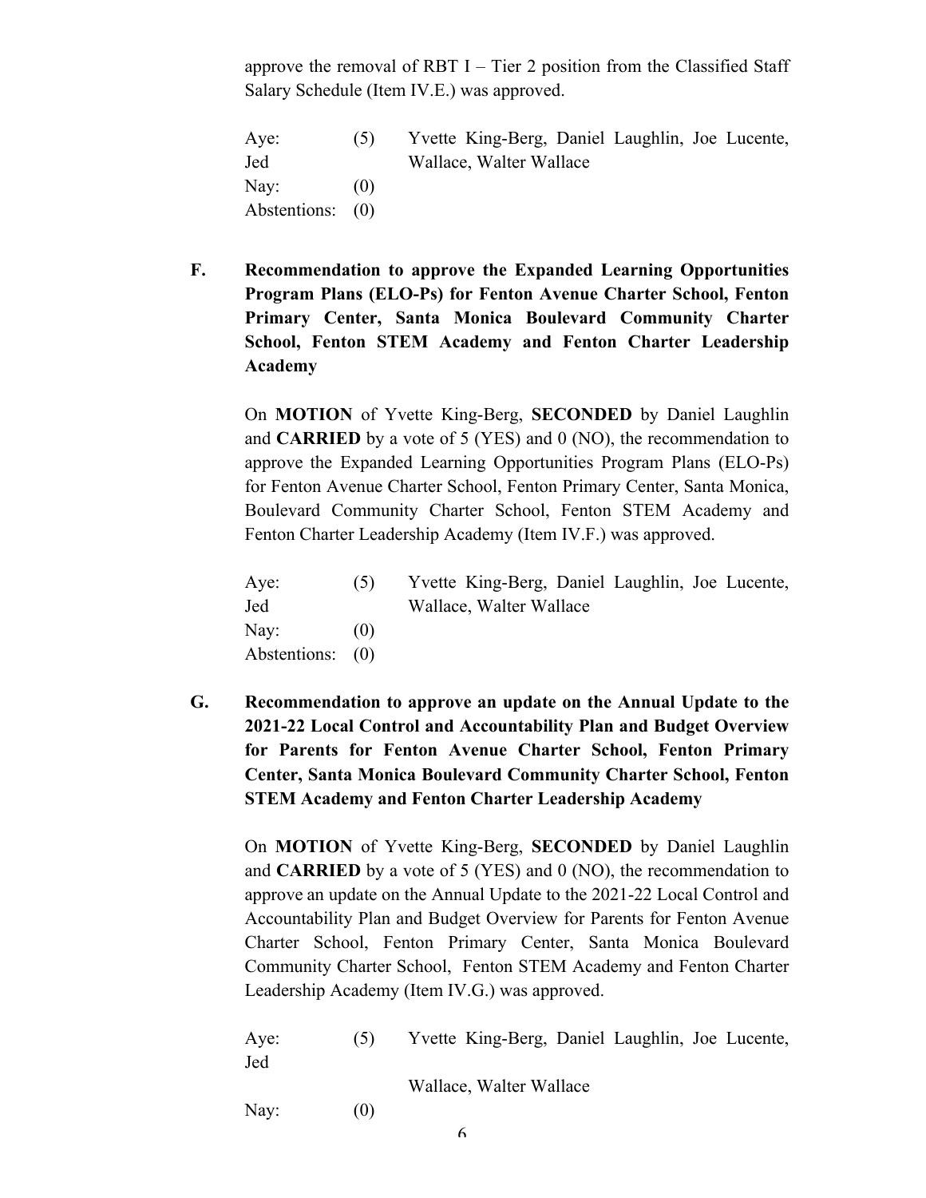approve the removal of RBT I – Tier 2 position from the Classified Staff Salary Schedule (Item IV.E.) was approved.

| | | |
|---|---|---|
| Aye: | (5) | Yvette King-Berg, Daniel Laughlin, Joe Lucente, Jed Wallace, Walter Wallace |
| Nay: | (0) | |
| Abstentions: | (0) | |

**F. Recommendation to approve the Expanded Learning Opportunities Program Plans (ELO-Ps) for Fenton Avenue Charter School, Fenton Primary Center, Santa Monica Boulevard Community Charter School, Fenton STEM Academy and Fenton Charter Leadership Academy**

On **MOTION** of Yvette King-Berg, **SECONDED** by Daniel Laughlin and **CARRIED** by a vote of 5 (YES) and 0 (NO), the recommendation to approve the Expanded Learning Opportunities Program Plans (ELO-Ps) for Fenton Avenue Charter School, Fenton Primary Center, Santa Monica, Boulevard Community Charter School, Fenton STEM Academy and Fenton Charter Leadership Academy (Item IV.F.) was approved.

| | | |
|---|---|---|
| Aye: | (5) | Yvette King-Berg, Daniel Laughlin, Joe Lucente, Jed Wallace, Walter Wallace |
| Nay: | (0) | |
| Abstentions: | (0) | |

**G. Recommendation to approve an update on the Annual Update to the 2021-22 Local Control and Accountability Plan and Budget Overview for Parents for Fenton Avenue Charter School, Fenton Primary Center, Santa Monica Boulevard Community Charter School, Fenton STEM Academy and Fenton Charter Leadership Academy**

On **MOTION** of Yvette King-Berg, **SECONDED** by Daniel Laughlin and **CARRIED** by a vote of 5 (YES) and 0 (NO), the recommendation to approve an update on the Annual Update to the 2021-22 Local Control and Accountability Plan and Budget Overview for Parents for Fenton Avenue Charter School, Fenton Primary Center, Santa Monica Boulevard Community Charter School, Fenton STEM Academy and Fenton Charter Leadership Academy (Item IV.G.) was approved.

| | | |
|---|---|---|
| Aye: | (5) | Yvette King-Berg, Daniel Laughlin, Joe Lucente, Jed Wallace, Walter Wallace |
| Nay: | (0) | |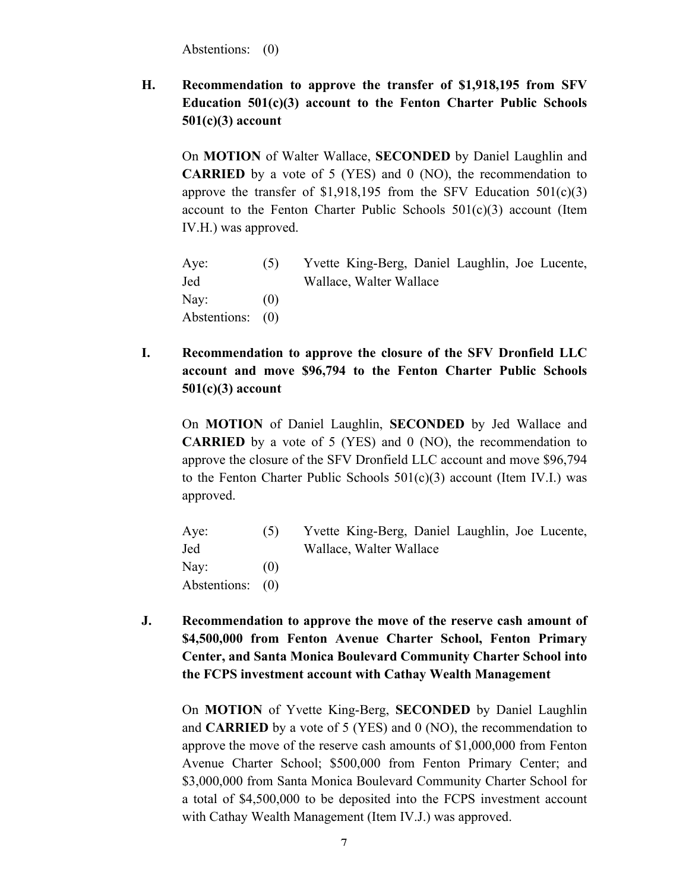Abstentions: (0)

**H. Recommendation to approve the transfer of $1,918,195 from SFV Education 501(c)(3) account to the Fenton Charter Public Schools 501(c)(3) account**

On **MOTION** of Walter Wallace, **SECONDED** by Daniel Laughlin and **CARRIED** by a vote of 5 (YES) and 0 (NO), the recommendation to approve the transfer of $1,918,195 from the SFV Education 501(c)(3) account to the Fenton Charter Public Schools 501(c)(3) account (Item IV.H.) was approved.

| | | |
|---|---|---|
| Aye: | (5) | Yvette King-Berg, Daniel Laughlin, Joe Lucente, Jed Wallace, Walter Wallace |
| Nay: | (0) | |
| Abstentions: | (0) | |

**I. Recommendation to approve the closure of the SFV Dronfield LLC account and move $96,794 to the Fenton Charter Public Schools 501(c)(3) account**

On **MOTION** of Daniel Laughlin, **SECONDED** by Jed Wallace and **CARRIED** by a vote of 5 (YES) and 0 (NO), the recommendation to approve the closure of the SFV Dronfield LLC account and move $96,794 to the Fenton Charter Public Schools 501(c)(3) account (Item IV.I.) was approved.

| | | |
|---|---|---|
| Aye: | (5) | Yvette King-Berg, Daniel Laughlin, Joe Lucente, Jed Wallace, Walter Wallace |
| Nay: | (0) | |
| Abstentions: | (0) | |

**J. Recommendation to approve the move of the reserve cash amount of $4,500,000 from Fenton Avenue Charter School, Fenton Primary Center, and Santa Monica Boulevard Community Charter School into the FCPS investment account with Cathay Wealth Management**

On **MOTION** of Yvette King-Berg, **SECONDED** by Daniel Laughlin and **CARRIED** by a vote of 5 (YES) and 0 (NO), the recommendation to approve the move of the reserve cash amounts of $1,000,000 from Fenton Avenue Charter School; $500,000 from Fenton Primary Center; and $3,000,000 from Santa Monica Boulevard Community Charter School for a total of $4,500,000 to be deposited into the FCPS investment account with Cathay Wealth Management (Item IV.J.) was approved.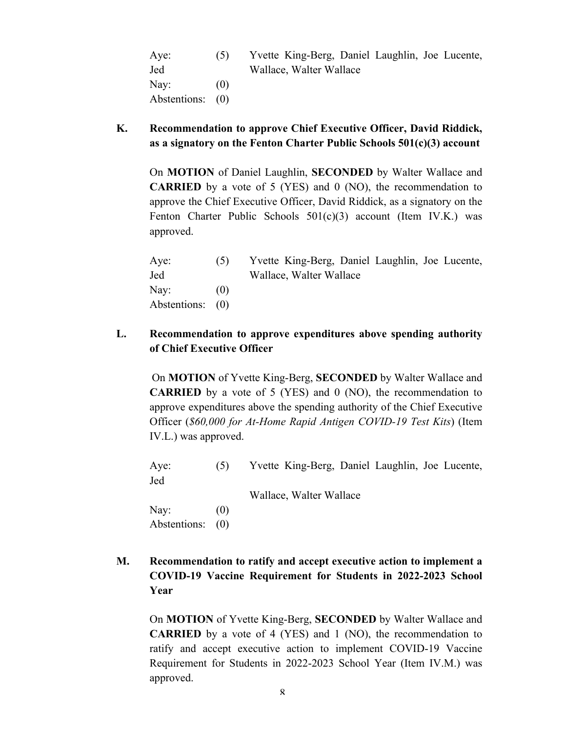| | | |
|---|---|---|
| Aye: | (5) | Yvette King-Berg, Daniel Laughlin, Joe Lucente, Jed Wallace, Walter Wallace |
| Nay: | (0) | |
| Abstentions: | (0) | |

**K. Recommendation to approve Chief Executive Officer, David Riddick, as a signatory on the Fenton Charter Public Schools 501(c)(3) account**

On **MOTION** of Daniel Laughlin, **SECONDED** by Walter Wallace and **CARRIED** by a vote of 5 (YES) and 0 (NO), the recommendation to approve the Chief Executive Officer, David Riddick, as a signatory on the Fenton Charter Public Schools 501(c)(3) account (Item IV.K.) was approved.

| | | |
|---|---|---|
| Aye: | (5) | Yvette King-Berg, Daniel Laughlin, Joe Lucente, Jed Wallace, Walter Wallace |
| Nay: | (0) | |
| Abstentions: | (0) | |

**L. Recommendation to approve expenditures above spending authority of Chief Executive Officer**

On **MOTION** of Yvette King-Berg, **SECONDED** by Walter Wallace and **CARRIED** by a vote of 5 (YES) and 0 (NO), the recommendation to approve expenditures above the spending authority of the Chief Executive Officer (*$60,000 for At-Home Rapid Antigen COVID-19 Test Kits*) (Item IV.L.) was approved.

| | | |
|---|---|---|
| Aye: | (5) | Yvette King-Berg, Daniel Laughlin, Joe Lucente, Jed Wallace, Walter Wallace |
| Nay: | (0) | |
| Abstentions: | (0) | |

**M. Recommendation to ratify and accept executive action to implement a COVID-19 Vaccine Requirement for Students in 2022-2023 School Year**

On **MOTION** of Yvette King-Berg, **SECONDED** by Walter Wallace and **CARRIED** by a vote of 4 (YES) and 1 (NO), the recommendation to ratify and accept executive action to implement COVID-19 Vaccine Requirement for Students in 2022-2023 School Year (Item IV.M.) was approved.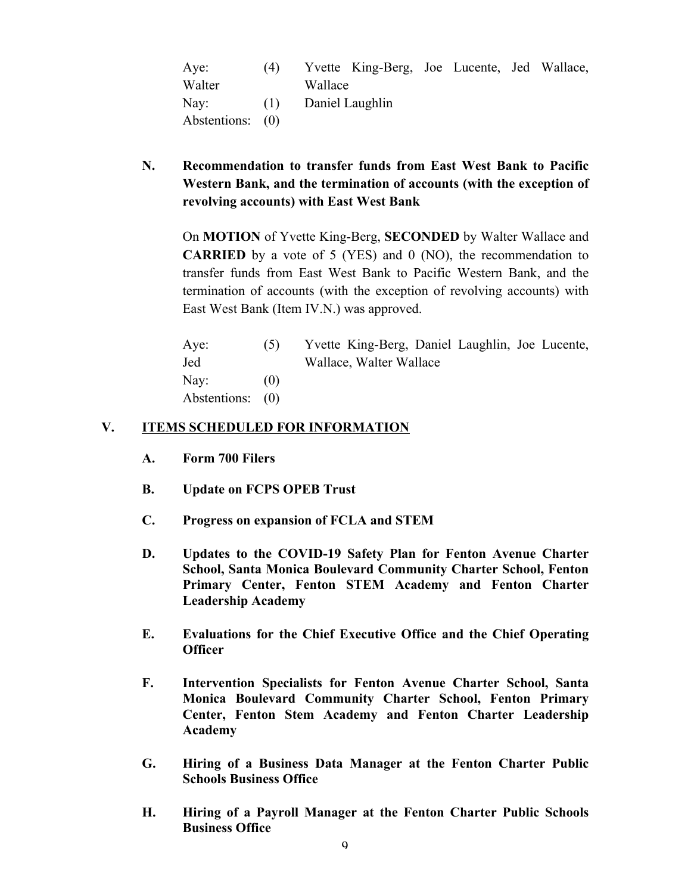| | | |
|---|---|---|
| Aye: | (4) | Yvette King-Berg, Joe Lucente, Jed Wallace, Walter Wallace |
| Nay: | (1) | Daniel Laughlin |
| Abstentions: | (0) | |

**N. Recommendation to transfer funds from East West Bank to Pacific Western Bank, and the termination of accounts (with the exception of revolving accounts) with East West Bank**

On **MOTION** of Yvette King-Berg, **SECONDED** by Walter Wallace and **CARRIED** by a vote of 5 (YES) and 0 (NO), the recommendation to transfer funds from East West Bank to Pacific Western Bank, and the termination of accounts (with the exception of revolving accounts) with East West Bank (Item IV.N.) was approved.

| | | |
|---|---|---|
| Aye: | (5) | Yvette King-Berg, Daniel Laughlin, Joe Lucente, Jed Wallace, Walter Wallace |
| Nay: | (0) | |
| Abstentions: | (0) | |

## V. ITEMS SCHEDULED FOR INFORMATION

**A. Form 700 Filers**

**B. Update on FCPS OPEB Trust**

**C. Progress on expansion of FCLA and STEM**

**D. Updates to the COVID-19 Safety Plan for Fenton Avenue Charter School, Santa Monica Boulevard Community Charter School, Fenton Primary Center, Fenton STEM Academy and Fenton Charter Leadership Academy**

**E. Evaluations for the Chief Executive Office and the Chief Operating Officer**

**F. Intervention Specialists for Fenton Avenue Charter School, Santa Monica Boulevard Community Charter School, Fenton Primary Center, Fenton Stem Academy and Fenton Charter Leadership Academy**

**G. Hiring of a Business Data Manager at the Fenton Charter Public Schools Business Office**

**H. Hiring of a Payroll Manager at the Fenton Charter Public Schools Business Office**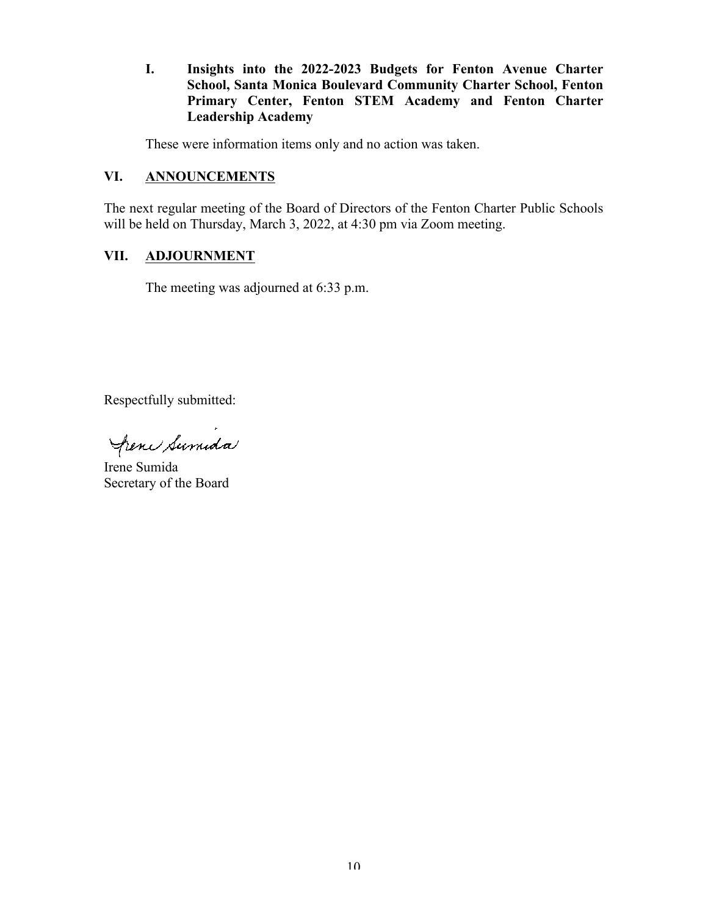**I. Insights into the 2022-2023 Budgets for Fenton Avenue Charter School, Santa Monica Boulevard Community Charter School, Fenton Primary Center, Fenton STEM Academy and Fenton Charter Leadership Academy**

These were information items only and no action was taken.

## VI. ANNOUNCEMENTS

The next regular meeting of the Board of Directors of the Fenton Charter Public Schools will be held on Thursday, March 3, 2022, at 4:30 pm via Zoom meeting.

## VII. ADJOURNMENT

The meeting was adjourned at 6:33 p.m.

Respectfully submitted:

Irene Sumida

Irene Sumida
Secretary of the Board